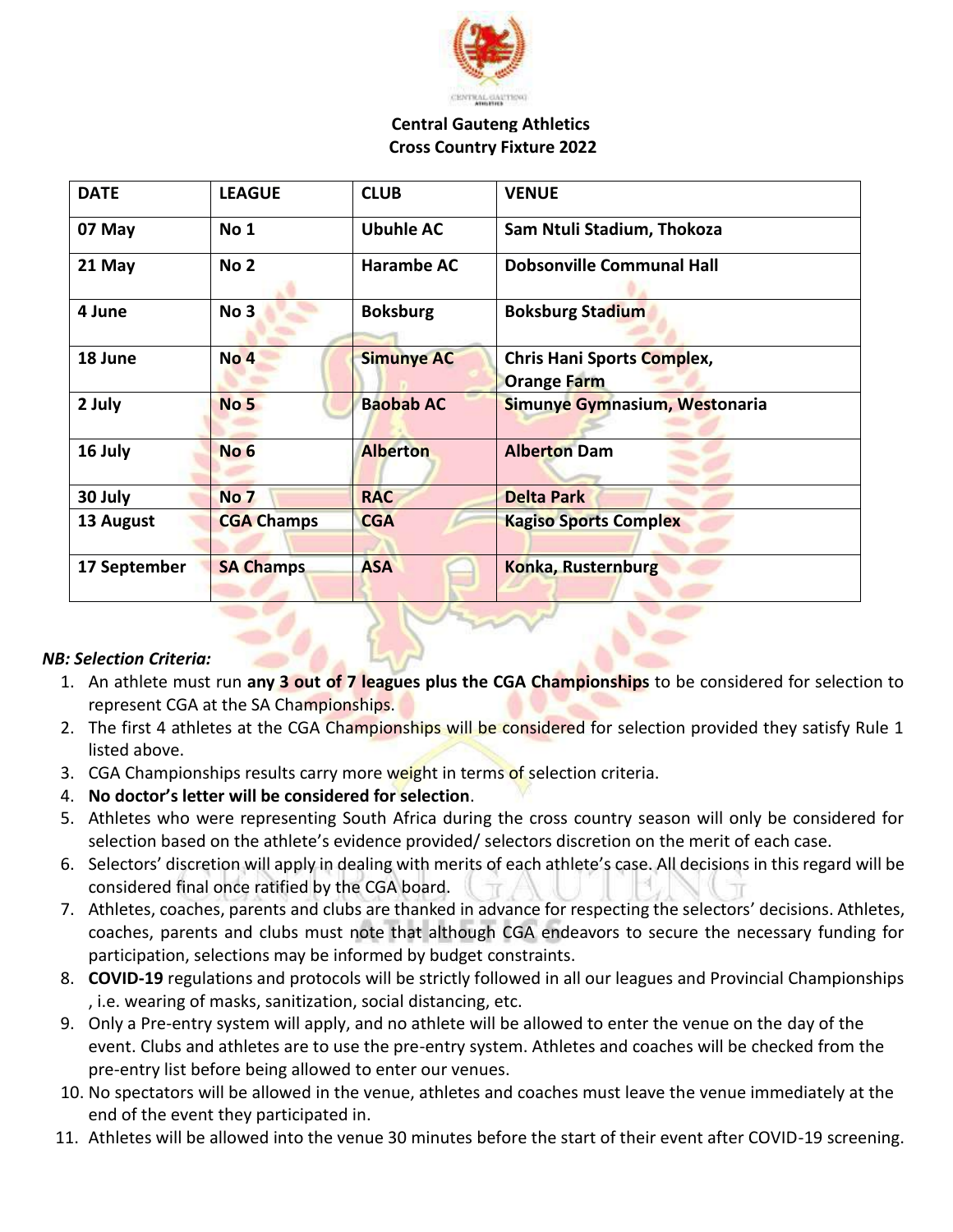**Central Gauteng Athletics**
**Cross Country Fixture 2022**

| DATE | LEAGUE | CLUB | VENUE |
|---|---|---|---|
| 07 May | No 1 | Ubuhle AC | Sam Ntuli Stadium, Thokoza |
| 21 May | No 2 | Harambe AC | Dobsonville Communal Hall |
| 4 June | No 3 | Boksburg | Boksburg Stadium |
| 18 June | No 4 | Simunye AC | Chris Hani Sports Complex, Orange Farm |
| 2 July | No 5 | Baobab AC | Simunye Gymnasium, Westonaria |
| 16 July | No 6 | Alberton | Alberton Dam |
| 30 July | No 7 | RAC | Delta Park |
| 13 August | CGA Champs | CGA | Kagiso Sports Complex |
| 17 September | SA Champs | ASA | Konka, Rusternburg |

***NB: Selection Criteria:***

1. An athlete must run **any 3 out of 7 leagues plus the CGA Championships** to be considered for selection to represent CGA at the SA Championships.
2. The first 4 athletes at the CGA Championships will be considered for selection provided they satisfy Rule 1 listed above.
3. CGA Championships results carry more weight in terms of selection criteria.
4. **No doctor's letter will be considered for selection**.
5. Athletes who were representing South Africa during the cross country season will only be considered for selection based on the athlete's evidence provided/ selectors discretion on the merit of each case.
6. Selectors' discretion will apply in dealing with merits of each athlete's case. All decisions in this regard will be considered final once ratified by the CGA board.
7. Athletes, coaches, parents and clubs are thanked in advance for respecting the selectors' decisions. Athletes, coaches, parents and clubs must note that although CGA endeavors to secure the necessary funding for participation, selections may be informed by budget constraints.
8. **COVID-19** regulations and protocols will be strictly followed in all our leagues and Provincial Championships , i.e. wearing of masks, sanitization, social distancing, etc.
9. Only a Pre-entry system will apply, and no athlete will be allowed to enter the venue on the day of the event. Clubs and athletes are to use the pre-entry system. Athletes and coaches will be checked from the pre-entry list before being allowed to enter our venues.
10. No spectators will be allowed in the venue, athletes and coaches must leave the venue immediately at the end of the event they participated in.
11. Athletes will be allowed into the venue 30 minutes before the start of their event after COVID-19 screening.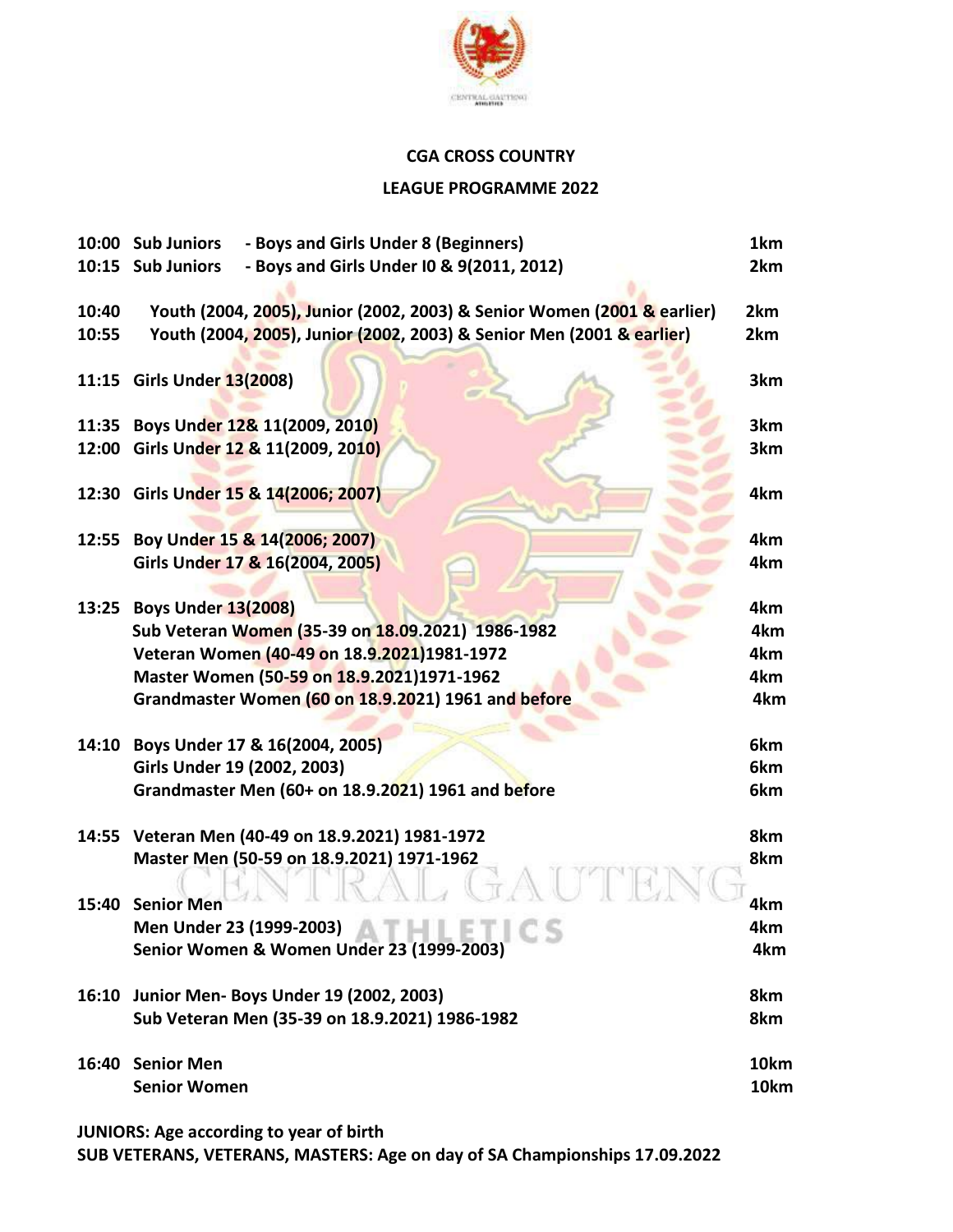**CGA CROSS COUNTRY**

**LEAGUE PROGRAMME 2022**

| Time | Event | Distance |
|---|---|---|
| 10:00 | Sub Juniors - Boys and Girls Under 8 (Beginners) | 1km |
| 10:15 | Sub Juniors - Boys and Girls Under I0 & 9(2011, 2012) | 2km |
| 10:40 | Youth (2004, 2005), Junior (2002, 2003) & Senior Women (2001 & earlier) | 2km |
| 10:55 | Youth (2004, 2005), Junior (2002, 2003) & Senior Men (2001 & earlier) | 2km |
| 11:15 | Girls Under 13(2008) | 3km |
| 11:35 | Boys Under 12& 11(2009, 2010) | 3km |
| 12:00 | Girls Under 12 & 11(2009, 2010) | 3km |
| 12:30 | Girls Under 15 & 14(2006; 2007) | 4km |
| 12:55 | Boy Under 15 & 14(2006; 2007) | 4km |
| | Girls Under 17 & 16(2004, 2005) | 4km |
| 13:25 | Boys Under 13(2008) | 4km |
| | Sub Veteran Women (35-39 on 18.09.2021) 1986-1982 | 4km |
| | Veteran Women (40-49 on 18.9.2021)1981-1972 | 4km |
| | Master Women (50-59 on 18.9.2021)1971-1962 | 4km |
| | Grandmaster Women (60 on 18.9.2021) 1961 and before | 4km |
| 14:10 | Boys Under 17 & 16(2004, 2005) | 6km |
| | Girls Under 19 (2002, 2003) | 6km |
| | Grandmaster Men (60+ on 18.9.2021) 1961 and before | 6km |
| 14:55 | Veteran Men (40-49 on 18.9.2021) 1981-1972 | 8km |
| | Master Men (50-59 on 18.9.2021) 1971-1962 | 8km |
| 15:40 | Senior Men | 4km |
| | Men Under 23 (1999-2003) | 4km |
| | Senior Women & Women Under 23 (1999-2003) | 4km |
| 16:10 | Junior Men- Boys Under 19 (2002, 2003) | 8km |
| | Sub Veteran Men (35-39 on 18.9.2021) 1986-1982 | 8km |
| 16:40 | Senior Men | 10km |
| | Senior Women | 10km |

**JUNIORS: Age according to year of birth**
**SUB VETERANS, VETERANS, MASTERS: Age on day of SA Championships 17.09.2022**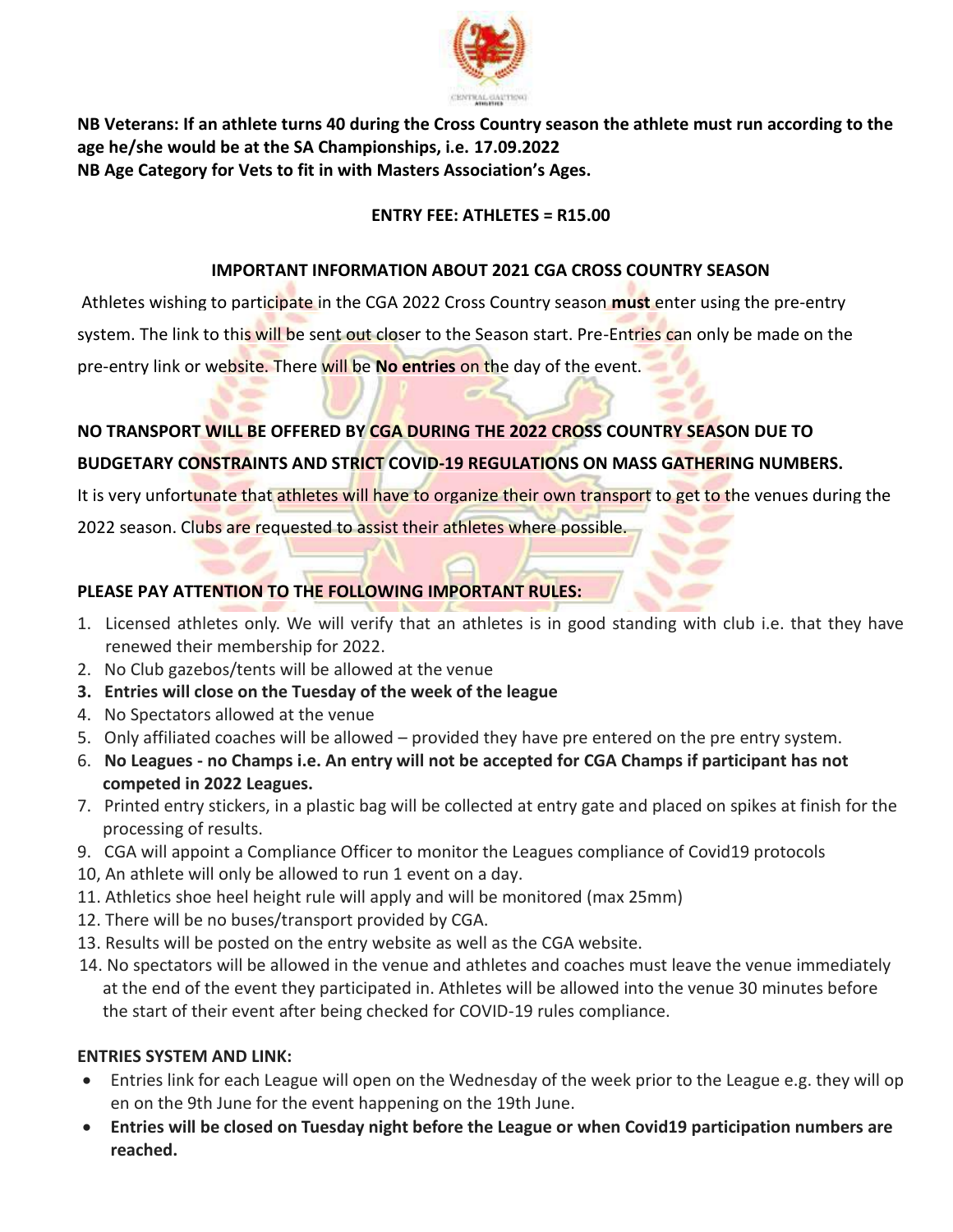**NB Veterans: If an athlete turns 40 during the Cross Country season the athlete must run according to the age he/she would be at the SA Championships, i.e. 17.09.2022**
**NB Age Category for Vets to fit in with Masters Association's Ages.**

**ENTRY FEE: ATHLETES = R15.00**

**IMPORTANT INFORMATION ABOUT 2021 CGA CROSS COUNTRY SEASON**

Athletes wishing to participate in the CGA 2022 Cross Country season **must** enter using the pre-entry system. The link to this will be sent out closer to the Season start. Pre-Entries can only be made on the pre-entry link or website. There will be **No entries** on the day of the event.

**NO TRANSPORT WILL BE OFFERED BY CGA DURING THE 2022 CROSS COUNTRY SEASON DUE TO BUDGETARY CONSTRAINTS AND STRICT COVID-19 REGULATIONS ON MASS GATHERING NUMBERS.**

It is very unfortunate that athletes will have to organize their own transport to get to the venues during the 2022 season. Clubs are requested to assist their athletes where possible.

**PLEASE PAY ATTENTION TO THE FOLLOWING IMPORTANT RULES:**

1. Licensed athletes only. We will verify that an athletes is in good standing with club i.e. that they have renewed their membership for 2022.
2. No Club gazebos/tents will be allowed at the venue
3. **Entries will close on the Tuesday of the week of the league**
4. No Spectators allowed at the venue
5. Only affiliated coaches will be allowed – provided they have pre entered on the pre entry system.
6. **No Leagues - no Champs i.e. An entry will not be accepted for CGA Champs if participant has not competed in 2022 Leagues.**
7. Printed entry stickers, in a plastic bag will be collected at entry gate and placed on spikes at finish for the processing of results.

9. CGA will appoint a Compliance Officer to monitor the Leagues compliance of Covid19 protocols

10, An athlete will only be allowed to run 1 event on a day.

11. Athletics shoe heel height rule will apply and will be monitored (max 25mm)

12. There will be no buses/transport provided by CGA.

13. Results will be posted on the entry website as well as the CGA website.

14. No spectators will be allowed in the venue and athletes and coaches must leave the venue immediately at the end of the event they participated in. Athletes will be allowed into the venue 30 minutes before the start of their event after being checked for COVID-19 rules compliance.

**ENTRIES SYSTEM AND LINK:**

- Entries link for each League will open on the Wednesday of the week prior to the League e.g. they will op en on the 9th June for the event happening on the 19th June.
- **Entries will be closed on Tuesday night before the League or when Covid19 participation numbers are reached.**